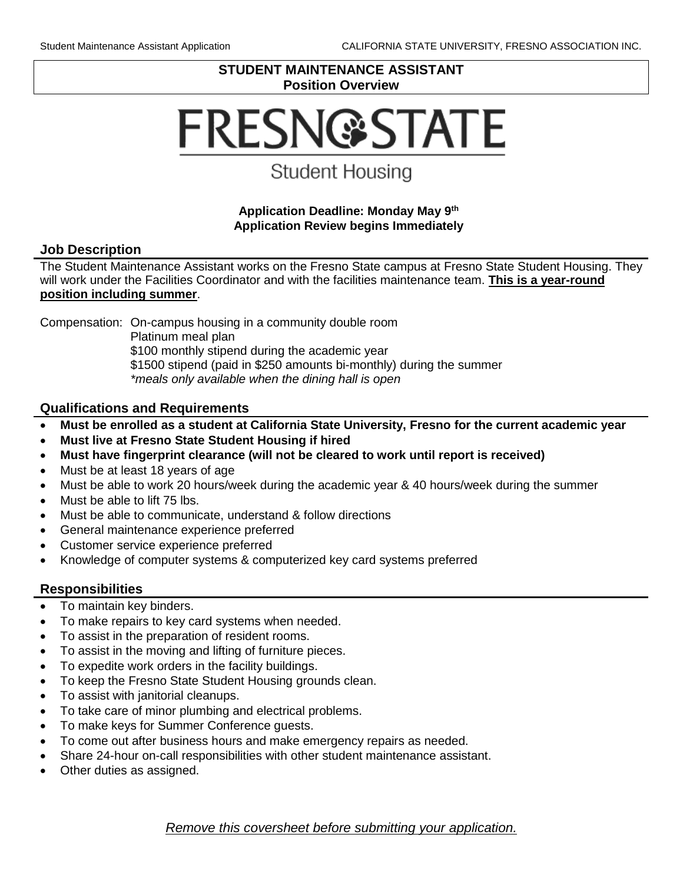## STUDENT MAINTENANCE ASSISTANT
## Position Overview

FRESNO STATE

Student Housing

**Application Deadline: Monday May 9th**
**Application Review begins Immediately**

### Job Description

The Student Maintenance Assistant works on the Fresno State campus at Fresno State Student Housing. They will work under the Facilities Coordinator and with the facilities maintenance team. **This is a year-round position including summer**.

Compensation: On-campus housing in a community double room
Platinum meal plan
$100 monthly stipend during the academic year
$1500 stipend (paid in $250 amounts bi-monthly) during the summer
*\*meals only available when the dining hall is open*

### Qualifications and Requirements

- **Must be enrolled as a student at California State University, Fresno for the current academic year**
- **Must live at Fresno State Student Housing if hired**
- **Must have fingerprint clearance (will not be cleared to work until report is received)**
- Must be at least 18 years of age
- Must be able to work 20 hours/week during the academic year & 40 hours/week during the summer
- Must be able to lift 75 lbs.
- Must be able to communicate, understand & follow directions
- General maintenance experience preferred
- Customer service experience preferred
- Knowledge of computer systems & computerized key card systems preferred

### Responsibilities

- To maintain key binders.
- To make repairs to key card systems when needed.
- To assist in the preparation of resident rooms.
- To assist in the moving and lifting of furniture pieces.
- To expedite work orders in the facility buildings.
- To keep the Fresno State Student Housing grounds clean.
- To assist with janitorial cleanups.
- To take care of minor plumbing and electrical problems.
- To make keys for Summer Conference guests.
- To come out after business hours and make emergency repairs as needed.
- Share 24-hour on-call responsibilities with other student maintenance assistant.
- Other duties as assigned.

*Remove this coversheet before submitting your application.*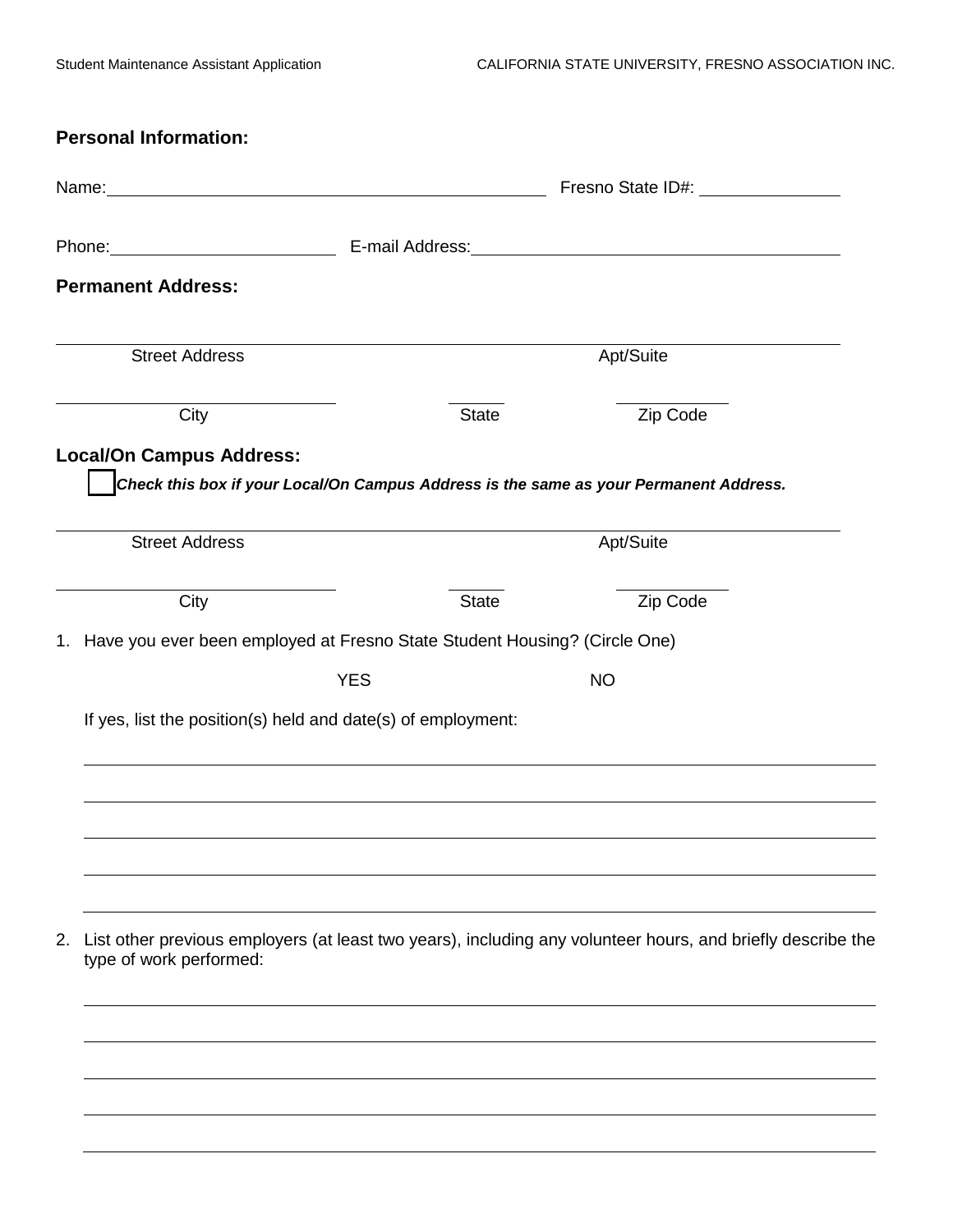**Personal Information:**

Name: \_\_\_\_\_\_\_\_\_\_\_\_\_\_\_\_\_\_\_\_\_\_\_\_\_\_\_\_\_\_\_\_\_\_\_\_\_\_\_\_ Fresno State ID#: \_\_\_\_\_\_\_\_\_\_\_\_\_\_

Phone: \_\_\_\_\_\_\_\_\_\_\_\_\_\_\_\_\_\_\_\_\_\_ E-mail Address: \_\_\_\_\_\_\_\_\_\_\_\_\_\_\_\_\_\_\_\_\_\_\_\_\_\_\_\_\_\_\_\_\_\_

**Permanent Address:**

\_\_\_\_\_\_\_\_\_\_\_\_\_\_\_\_\_\_\_\_\_\_\_\_\_\_\_\_\_\_\_\_\_\_\_\_\_\_\_\_\_\_\_\_\_\_\_\_\_\_\_\_\_\_\_\_\_\_\_\_\_\_\_\_\_\_\_\_\_\_\_\_\_\_

Street Address Apt/Suite

\_\_\_\_\_\_\_\_\_\_\_\_\_\_\_\_\_\_\_\_\_\_\_\_\_\_\_\_ \_\_\_\_\_\_ \_\_\_\_\_\_\_\_\_\_\_\_

City State Zip Code

**Local/On Campus Address:**

☐ ***Check this box if your Local/On Campus Address is the same as your Permanent Address.***

\_\_\_\_\_\_\_\_\_\_\_\_\_\_\_\_\_\_\_\_\_\_\_\_\_\_\_\_\_\_\_\_\_\_\_\_\_\_\_\_\_\_\_\_\_\_\_\_\_\_\_\_\_\_\_\_\_\_\_\_\_\_\_\_\_\_\_\_\_\_\_\_\_\_

Street Address Apt/Suite

\_\_\_\_\_\_\_\_\_\_\_\_\_\_\_\_\_\_\_\_\_\_\_\_\_\_\_\_ \_\_\_\_\_\_ \_\_\_\_\_\_\_\_\_\_\_\_

City State Zip Code

1. Have you ever been employed at Fresno State Student Housing? (Circle One)

   YES NO

   If yes, list the position(s) held and date(s) of employment:

   \_\_\_\_\_\_\_\_\_\_\_\_\_\_\_\_\_\_\_\_\_\_\_\_\_\_\_\_\_\_\_\_\_\_\_\_\_\_\_\_\_\_\_\_\_\_\_\_\_\_\_\_\_\_\_\_\_\_\_\_\_\_\_\_\_\_\_\_\_\_\_\_\_\_

   \_\_\_\_\_\_\_\_\_\_\_\_\_\_\_\_\_\_\_\_\_\_\_\_\_\_\_\_\_\_\_\_\_\_\_\_\_\_\_\_\_\_\_\_\_\_\_\_\_\_\_\_\_\_\_\_\_\_\_\_\_\_\_\_\_\_\_\_\_\_\_\_\_\_

   \_\_\_\_\_\_\_\_\_\_\_\_\_\_\_\_\_\_\_\_\_\_\_\_\_\_\_\_\_\_\_\_\_\_\_\_\_\_\_\_\_\_\_\_\_\_\_\_\_\_\_\_\_\_\_\_\_\_\_\_\_\_\_\_\_\_\_\_\_\_\_\_\_\_

   \_\_\_\_\_\_\_\_\_\_\_\_\_\_\_\_\_\_\_\_\_\_\_\_\_\_\_\_\_\_\_\_\_\_\_\_\_\_\_\_\_\_\_\_\_\_\_\_\_\_\_\_\_\_\_\_\_\_\_\_\_\_\_\_\_\_\_\_\_\_\_\_\_\_

   \_\_\_\_\_\_\_\_\_\_\_\_\_\_\_\_\_\_\_\_\_\_\_\_\_\_\_\_\_\_\_\_\_\_\_\_\_\_\_\_\_\_\_\_\_\_\_\_\_\_\_\_\_\_\_\_\_\_\_\_\_\_\_\_\_\_\_\_\_\_\_\_\_\_

2. List other previous employers (at least two years), including any volunteer hours, and briefly describe the type of work performed:

   \_\_\_\_\_\_\_\_\_\_\_\_\_\_\_\_\_\_\_\_\_\_\_\_\_\_\_\_\_\_\_\_\_\_\_\_\_\_\_\_\_\_\_\_\_\_\_\_\_\_\_\_\_\_\_\_\_\_\_\_\_\_\_\_\_\_\_\_\_\_\_\_\_\_

   \_\_\_\_\_\_\_\_\_\_\_\_\_\_\_\_\_\_\_\_\_\_\_\_\_\_\_\_\_\_\_\_\_\_\_\_\_\_\_\_\_\_\_\_\_\_\_\_\_\_\_\_\_\_\_\_\_\_\_\_\_\_\_\_\_\_\_\_\_\_\_\_\_\_

   \_\_\_\_\_\_\_\_\_\_\_\_\_\_\_\_\_\_\_\_\_\_\_\_\_\_\_\_\_\_\_\_\_\_\_\_\_\_\_\_\_\_\_\_\_\_\_\_\_\_\_\_\_\_\_\_\_\_\_\_\_\_\_\_\_\_\_\_\_\_\_\_\_\_

   \_\_\_\_\_\_\_\_\_\_\_\_\_\_\_\_\_\_\_\_\_\_\_\_\_\_\_\_\_\_\_\_\_\_\_\_\_\_\_\_\_\_\_\_\_\_\_\_\_\_\_\_\_\_\_\_\_\_\_\_\_\_\_\_\_\_\_\_\_\_\_\_\_\_

   \_\_\_\_\_\_\_\_\_\_\_\_\_\_\_\_\_\_\_\_\_\_\_\_\_\_\_\_\_\_\_\_\_\_\_\_\_\_\_\_\_\_\_\_\_\_\_\_\_\_\_\_\_\_\_\_\_\_\_\_\_\_\_\_\_\_\_\_\_\_\_\_\_\_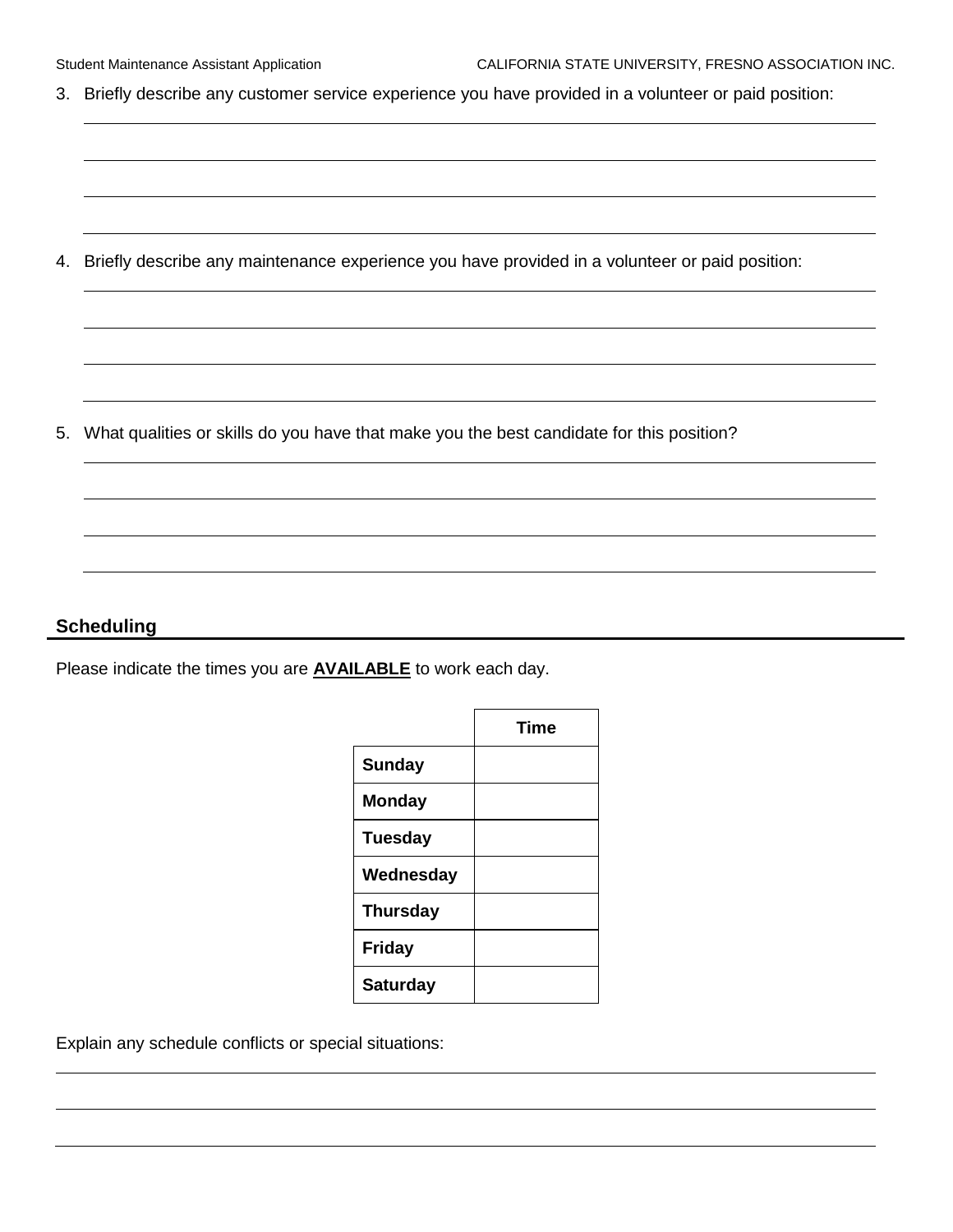3. Briefly describe any customer service experience you have provided in a volunteer or paid position:

4. Briefly describe any maintenance experience you have provided in a volunteer or paid position:

5. What qualities or skills do you have that make you the best candidate for this position?

## Scheduling

Please indicate the times you are **AVAILABLE** to work each day.

| | Time |
|---|---|
| **Sunday** | |
| **Monday** | |
| **Tuesday** | |
| **Wednesday** | |
| **Thursday** | |
| **Friday** | |
| **Saturday** | |

Explain any schedule conflicts or special situations: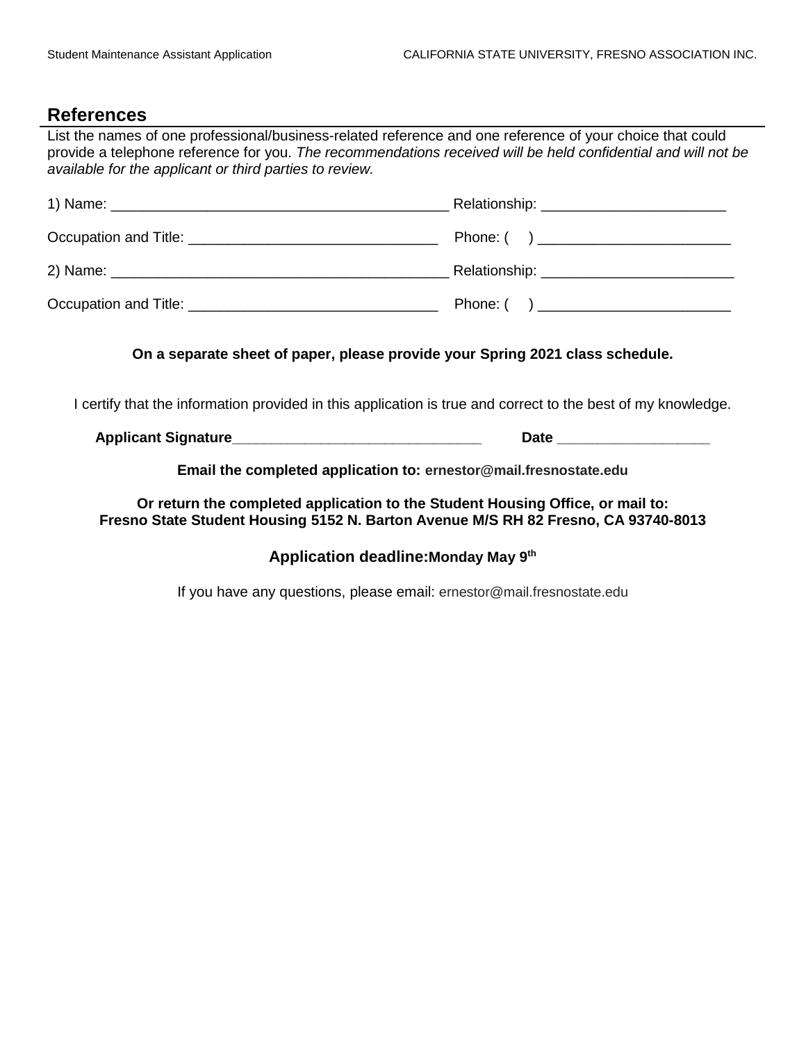## References

List the names of one professional/business-related reference and one reference of your choice that could provide a telephone reference for you. *The recommendations received will be held confidential and will not be available for the applicant or third parties to review.*

1) Name: ___________________________________________ Relationship: _______________________

Occupation and Title: _______________________________ Phone: (     ) ________________________

2) Name: ___________________________________________ Relationship: ________________________

Occupation and Title: _______________________________ Phone: (     ) ________________________

**On a separate sheet of paper, please provide your Spring 2021 class schedule.**

I certify that the information provided in this application is true and correct to the best of my knowledge.

**Applicant Signature_______________________________ Date __________________**

**Email the completed application to: ernestor@mail.fresnostate.edu**

**Or return the completed application to the Student Housing Office, or mail to:**
**Fresno State Student Housing 5152 N. Barton Avenue M/S RH 82 Fresno, CA 93740-8013**

**Application deadline:Monday May 9th**

If you have any questions, please email: ernestor@mail.fresnostate.edu